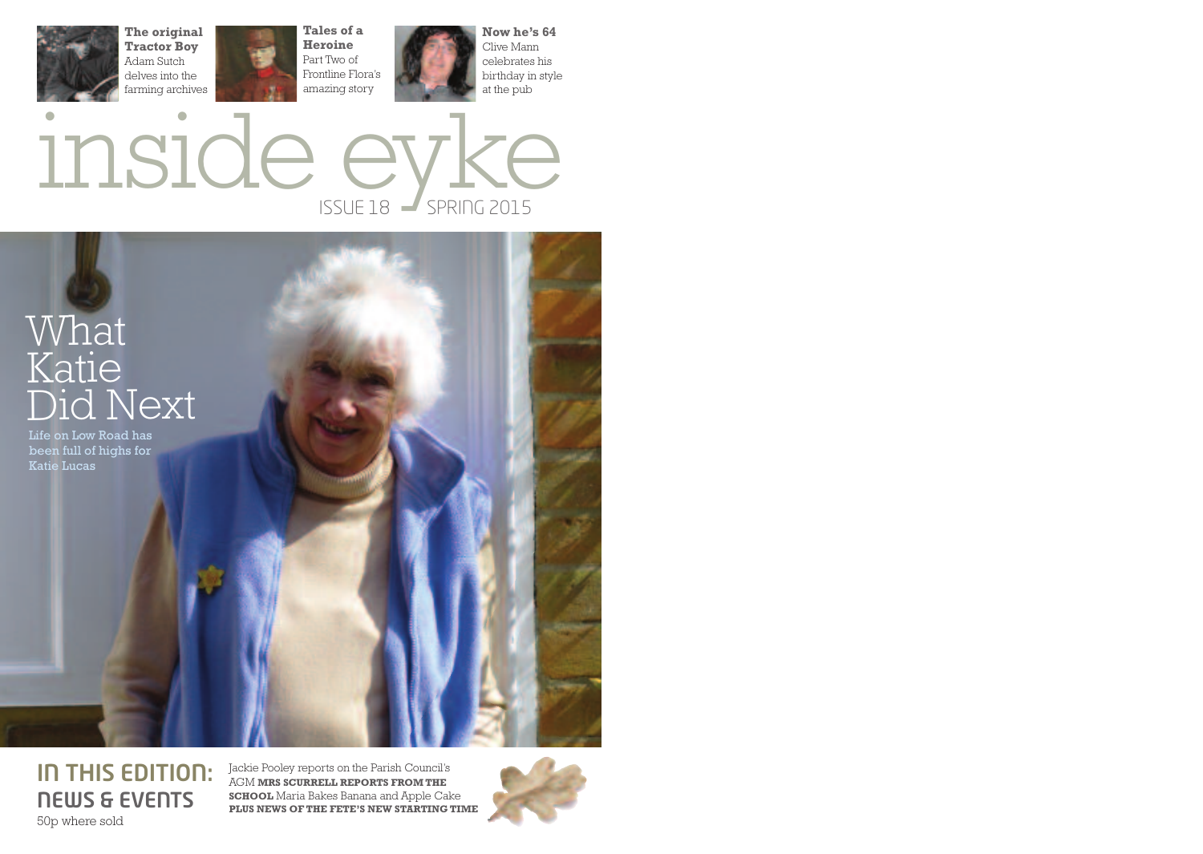**The original Tractor Boy** Adam Sutch delves into the farming archives

**Tales of a Heroine** Part Two of Frontline Flora's amazing story

**Now he's 64** Clive Mann celebrates his birthday in style at the pub

# inside eyke

ISSUE 18 SPRING 2015

## What Katie Did Next

Life on Low Road has been full of highs for Katie Lucas

## IN THIS EDITION: NEWS & EVENTS

50p where sold

Jackie Pooley reports on the Parish Council's AGM **MRS SCURRELL REPORTS FROM THE SCHOOL** Maria Bakes Banana and Apple Cake **PLUS NEWS OF THE FETE'S NEW STARTING TIME**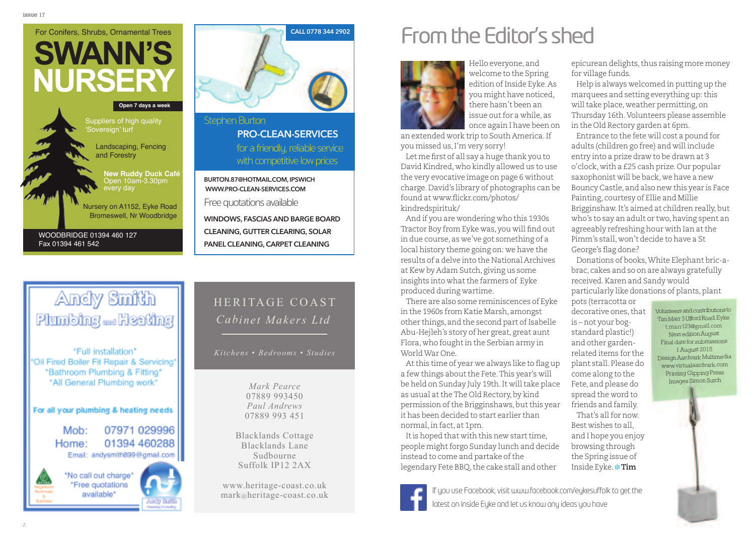For Conifers, Shrubs, Ornamental Trees

# SWANN'S NURSERY

Open 7 days a week

Suppliers of high quality 'Sovereign' turf

Landscaping, Fencing and Forestry

**New Ruddy Duck Café**
Open 10am-3.30pm every day

Nursery on A1152, Eyke Road Bromeswell, Nr Woodbridge

WOODBRIDGE 01394 460 127
Fax 01394 461 542

---

CALL 0778 344 2902

Stephen Burton

**PRO-CLEAN-SERVICES**

for a friendly, reliable service with competitive low prices

**BURTON.87@HOTMAIL.COM, IPSWICH**
**WWW.PRO-CLEAN-SERVICES.COM**

Free quotations available

**WINDOWS, FASCIAS AND BARGE BOARD CLEANING, GUTTER CLEARING, SOLAR PANEL CLEANING, CARPET CLEANING**

---

**Andy Smith Plumbing and Heating**

\*Full installation\*
\*Oil Fired Boiler Fit Repair & Servicing\*
\*Bathroom Plumbing & Fitting\*
\*All General Plumbing work\*

**For all your plumbing & heating needs**

Mob: 07971 029996
Home: 01394 460288
Email: andysmith899@gmail.com

\*No call out charge\*
\*Free quotations available\*

---

HERITAGE COAST
*Cabinet Makers Ltd*

*Kitchens • Bedrooms • Studies*

*Mark Pearce*
07889 993450
*Paul Andrews*
07889 993 451

Blacklands Cottage
Blacklands Lane
Sudbourne
Suffolk IP12 2AX

www.heritage-coast.co.uk
mark@heritage-coast.co.uk

---

# From the Editor's shed

Hello everyone, and welcome to the Spring edition of Inside Eyke. As you might have noticed, there hasn't been an issue out for a while, as once again I have been on an extended work trip to South America. If you missed us, I'm very sorry!

Let me first of all say a huge thank you to David Kindred, who kindly allowed us to use the very evocative image on page 6 without charge. David's library of photographs can be found at www.flickr.com/photos/kindredspirituk/

And if you are wondering who this 1930s Tractor Boy from Eyke was, you will find out in due course, as we've got something of a local history theme going on: we have the results of a delve into the National Archives at Kew by Adam Sutch, giving us some insights into what the farmers of Eyke produced during wartime.

There are also some reminiscences of Eyke in the 1960s from Katie Marsh, amongst other things, and the second part of Isabelle Abu-Hejleh's story of her great, great aunt Flora, who fought in the Serbian army in World War One.

At this time of year we always like to flag up a few things about the Fete. This year's will be held on Sunday July 19th. It will take place as usual at the The Old Rectory, by kind permission of the Brigginshaws, but this year it has been decided to start earlier than normal, in fact, at 1pm.

It is hoped that with this new start time, people might forgo Sunday lunch and decide instead to come and partake of the legendary Fete BBQ, the cake stall and other epicurean delights, thus raising more money for village funds.

Help is always welcomed in putting up the marquees and setting everything up: this will take place, weather permitting, on Thursday 16th. Volunteers please assemble in the Old Rectory garden at 6pm.

Entrance to the fete will cost a pound for adults (children go free) and will include entry into a prize draw to be drawn at 3 o'clock, with a £25 cash prize. Our popular saxophonist will be back, we have a new Bouncy Castle, and also new this year is Face Painting, courtesy of Ellie and Millie Brigginshaw. It's aimed at children really, but who's to say an adult or two, having spent an agreeably refreshing hour with Ian at the Pimm's stall, won't decide to have a St George's flag done?

Donations of books, White Elephant bric-a-brac, cakes and so on are always gratefully received. Karen and Sandy would particularly like donations of plants, plant pots (terracotta or decorative ones, that is – not your bog-standard plastic!) and other garden-related items for the plant stall. Please do come along to the Fete, and please do spread the word to friends and family.

That's all for now. Best wishes to all, and I hope you enjoy browsing through the Spring issue of Inside Eyke. **Tim**

Volunteers and contributions to Tim Marr 3 Ufford Road, Eyke t.marr123@gmail.com
Next edition August
Final date for submissions 1 August 2015
Design Aardvark Multimedia www.virtualaardvark.com
Printing Gipping Press
Images Simon Sutch

If you use Facebook, visit www.facebook.com/eykesuffolk to get the latest on Inside Eyke and let us know any ideas you have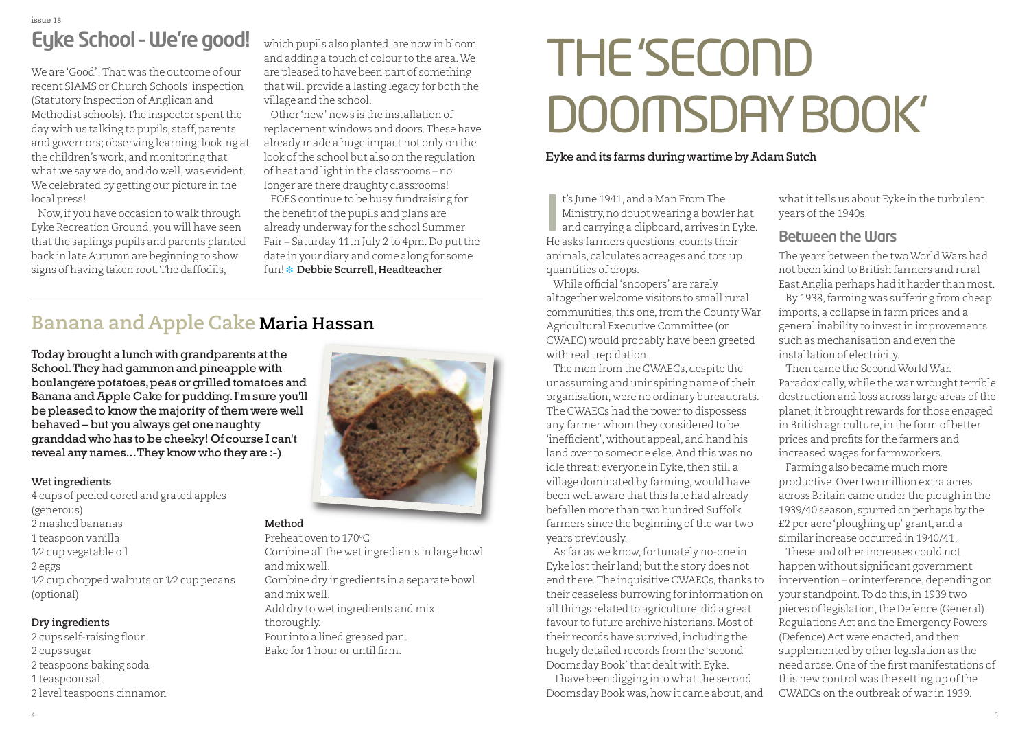## Eyke School – We're good!

We are 'Good'! That was the outcome of our recent SIAMS or Church Schools' inspection (Statutory Inspection of Anglican and Methodist schools). The inspector spent the day with us talking to pupils, staff, parents and governors; observing learning; looking at the children's work, and monitoring that what we say we do, and do well, was evident. We celebrated by getting our picture in the local press!

Now, if you have occasion to walk through Eyke Recreation Ground, you will have seen that the saplings pupils and parents planted back in late Autumn are beginning to show signs of having taken root. The daffodils, which pupils also planted, are now in bloom and adding a touch of colour to the area. We are pleased to have been part of something that will provide a lasting legacy for both the village and the school.

Other 'new' news is the installation of replacement windows and doors. These have already made a huge impact not only on the look of the school but also on the regulation of heat and light in the classrooms – no longer are there draughty classrooms!

FOES continue to be busy fundraising for the benefit of the pupils and plans are already underway for the school Summer Fair – Saturday 11th July 2 to 4pm. Do put the date in your diary and come along for some fun! **Debbie Scurrell, Headteacher**

## Banana and Apple Cake **Maria Hassan**

**Today brought a lunch with grandparents at the School. They had gammon and pineapple with boulangere potatoes, peas or grilled tomatoes and Banana and Apple Cake for pudding. I'm sure you'll be pleased to know the majority of them were well behaved – but you always get one naughty granddad who has to be cheeky! Of course I can't reveal any names... They know who they are :-)**

**Wet ingredients**

4 cups of peeled cored and grated apples (generous)
2 mashed bananas
1 teaspoon vanilla
1⁄2 cup vegetable oil
2 eggs
1⁄2 cup chopped walnuts or 1⁄2 cup pecans (optional)

**Dry ingredients**

2 cups self-raising flour
2 cups sugar
2 teaspoons baking soda
1 teaspoon salt
2 level teaspoons cinnamon

**Method**

Preheat oven to 170°C
Combine all the wet ingredients in large bowl and mix well.
Combine dry ingredients in a separate bowl and mix well.
Add dry to wet ingredients and mix thoroughly.
Pour into a lined greased pan.
Bake for 1 hour or until firm.

# THE 'SECOND DOOMSDAY BOOK'

**Eyke and its farms during wartime by Adam Sutch**

It's June 1941, and a Man From The Ministry, no doubt wearing a bowler hat and carrying a clipboard, arrives in Eyke. He asks farmers questions, counts their animals, calculates acreages and tots up quantities of crops.

While official 'snoopers' are rarely altogether welcome visitors to small rural communities, this one, from the County War Agricultural Executive Committee (or CWAEC) would probably have been greeted with real trepidation.

The men from the CWAECs, despite the unassuming and uninspiring name of their organisation, were no ordinary bureaucrats. The CWAECs had the power to dispossess any farmer whom they considered to be 'inefficient', without appeal, and hand his land over to someone else. And this was no idle threat: everyone in Eyke, then still a village dominated by farming, would have been well aware that this fate had already befallen more than two hundred Suffolk farmers since the beginning of the war two years previously.

As far as we know, fortunately no-one in Eyke lost their land; but the story does not end there. The inquisitive CWAECs, thanks to their ceaseless burrowing for information on all things related to agriculture, did a great favour to future archive historians. Most of their records have survived, including the hugely detailed records from the 'second Doomsday Book' that dealt with Eyke.

I have been digging into what the second Doomsday Book was, how it came about, and what it tells us about Eyke in the turbulent years of the 1940s.

### Between the Wars

The years between the two World Wars had not been kind to British farmers and rural East Anglia perhaps had it harder than most.

By 1938, farming was suffering from cheap imports, a collapse in farm prices and a general inability to invest in improvements such as mechanisation and even the installation of electricity.

Then came the Second World War. Paradoxically, while the war wrought terrible destruction and loss across large areas of the planet, it brought rewards for those engaged in British agriculture, in the form of better prices and profits for the farmers and increased wages for farmworkers.

Farming also became much more productive. Over two million extra acres across Britain came under the plough in the 1939/40 season, spurred on perhaps by the £2 per acre 'ploughing up' grant, and a similar increase occurred in 1940/41.

These and other increases could not happen without significant government intervention – or interference, depending on your standpoint. To do this, in 1939 two pieces of legislation, the Defence (General) Regulations Act and the Emergency Powers (Defence) Act were enacted, and then supplemented by other legislation as the need arose. One of the first manifestations of this new control was the setting up of the CWAECs on the outbreak of war in 1939.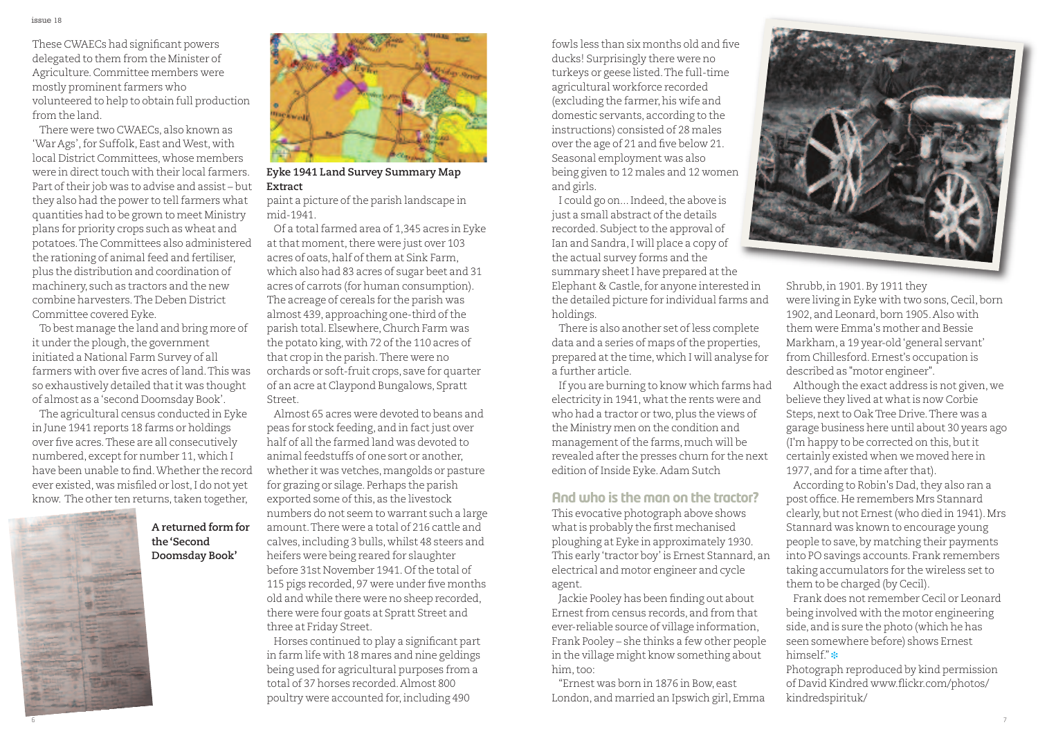These CWAECs had significant powers delegated to them from the Minister of Agriculture. Committee members were mostly prominent farmers who volunteered to help to obtain full production from the land.

There were two CWAECs, also known as 'War Ags', for Suffolk, East and West, with local District Committees, whose members were in direct touch with their local farmers. Part of their job was to advise and assist – but they also had the power to tell farmers what quantities had to be grown to meet Ministry plans for priority crops such as wheat and potatoes. The Committees also administered the rationing of animal feed and fertiliser, plus the distribution and coordination of machinery, such as tractors and the new combine harvesters. The Deben District Committee covered Eyke.

To best manage the land and bring more of it under the plough, the government initiated a National Farm Survey of all farmers with over five acres of land. This was so exhaustively detailed that it was thought of almost as a 'second Doomsday Book'.

The agricultural census conducted in Eyke in June 1941 reports 18 farms or holdings over five acres. These are all consecutively numbered, except for number 11, which I have been unable to find. Whether the record ever existed, was misfiled or lost, I do not yet know. The other ten returns, taken together,

**A returned form for the 'Second Doomsday Book'**

**Eyke 1941 Land Survey Summary Map Extract**

paint a picture of the parish landscape in mid-1941.

Of a total farmed area of 1,345 acres in Eyke at that moment, there were just over 103 acres of oats, half of them at Sink Farm, which also had 83 acres of sugar beet and 31 acres of carrots (for human consumption). The acreage of cereals for the parish was almost 439, approaching one-third of the parish total. Elsewhere, Church Farm was the potato king, with 72 of the 110 acres of that crop in the parish. There were no orchards or soft-fruit crops, save for quarter of an acre at Claypond Bungalows, Spratt Street.

Almost 65 acres were devoted to beans and peas for stock feeding, and in fact just over half of all the farmed land was devoted to animal feedstuffs of one sort or another, whether it was vetches, mangolds or pasture for grazing or silage. Perhaps the parish exported some of this, as the livestock numbers do not seem to warrant such a large amount. There were a total of 216 cattle and calves, including 3 bulls, whilst 48 steers and heifers were being reared for slaughter before 31st November 1941. Of the total of 115 pigs recorded, 97 were under five months old and while there were no sheep recorded, there were four goats at Spratt Street and three at Friday Street.

Horses continued to play a significant part in farm life with 18 mares and nine geldings being used for agricultural purposes from a total of 37 horses recorded. Almost 800 poultry were accounted for, including 490 fowls less than six months old and five ducks! Surprisingly there were no turkeys or geese listed. The full-time agricultural workforce recorded (excluding the farmer, his wife and domestic servants, according to the instructions) consisted of 28 males over the age of 21 and five below 21. Seasonal employment was also being given to 12 males and 12 women and girls.

I could go on... Indeed, the above is just a small abstract of the details recorded. Subject to the approval of Ian and Sandra, I will place a copy of the actual survey forms and the summary sheet I have prepared at the Elephant & Castle, for anyone interested in the detailed picture for individual farms and holdings.

There is also another set of less complete data and a series of maps of the properties, prepared at the time, which I will analyse for a further article.

If you are burning to know which farms had electricity in 1941, what the rents were and who had a tractor or two, plus the views of the Ministry men on the condition and management of the farms, much will be revealed after the presses churn for the next edition of Inside Eyke. Adam Sutch

## And who is the man on the tractor?

This evocative photograph above shows what is probably the first mechanised ploughing at Eyke in approximately 1930. This early 'tractor boy' is Ernest Stannard, an electrical and motor engineer and cycle agent.

Jackie Pooley has been finding out about Ernest from census records, and from that ever-reliable source of village information, Frank Pooley – she thinks a few other people in the village might know something about him, too:

"Ernest was born in 1876 in Bow, east London, and married an Ipswich girl, Emma Shrubb, in 1901. By 1911 they were living in Eyke with two sons, Cecil, born 1902, and Leonard, born 1905. Also with them were Emma's mother and Bessie Markham, a 19 year-old 'general servant' from Chillesford. Ernest's occupation is described as "motor engineer".

Although the exact address is not given, we believe they lived at what is now Corbie Steps, next to Oak Tree Drive. There was a garage business here until about 30 years ago (I'm happy to be corrected on this, but it certainly existed when we moved here in 1977, and for a time after that).

According to Robin's Dad, they also ran a post office. He remembers Mrs Stannard clearly, but not Ernest (who died in 1941). Mrs Stannard was known to encourage young people to save, by matching their payments into PO savings accounts. Frank remembers taking accumulators for the wireless set to them to be charged (by Cecil).

Frank does not remember Cecil or Leonard being involved with the motor engineering side, and is sure the photo (which he has seen somewhere before) shows Ernest himself."

Photograph reproduced by kind permission of David Kindred www.flickr.com/photos/kindredspirituk/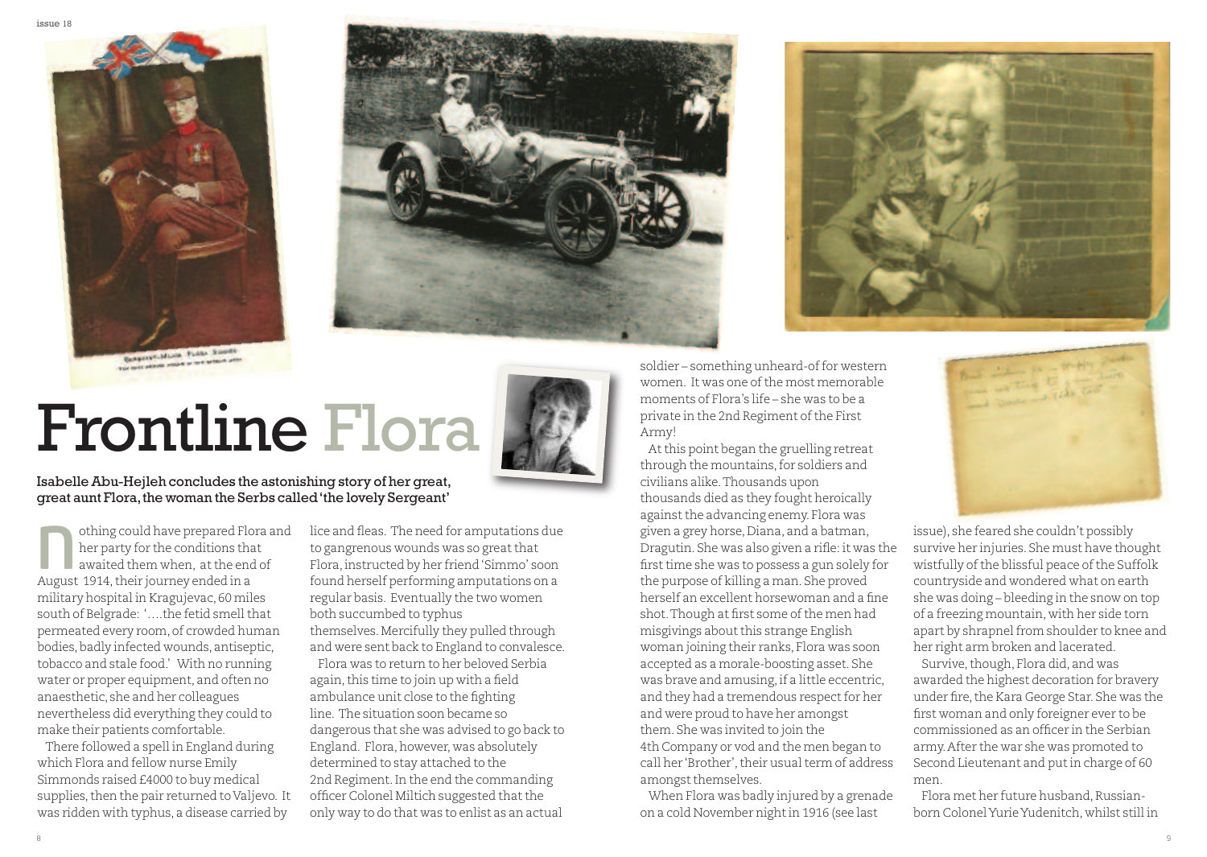# Frontline Flora

**Isabelle Abu-Hejleh concludes the astonishing story of her great, great aunt Flora, the woman the Serbs called 'the lovely Sergeant'**

Nothing could have prepared Flora and her party for the conditions that awaited them when, at the end of August 1914, their journey ended in a military hospital in Kragujevac, 60 miles south of Belgrade: '….the fetid smell that permeated every room, of crowded human bodies, badly infected wounds, antiseptic, tobacco and stale food.' With no running water or proper equipment, and often no anaesthetic, she and her colleagues nevertheless did everything they could to make their patients comfortable.

There followed a spell in England during which Flora and fellow nurse Emily Simmonds raised £4000 to buy medical supplies, then the pair returned to Valjevo. It was ridden with typhus, a disease carried by lice and fleas. The need for amputations due to gangrenous wounds was so great that Flora, instructed by her friend 'Simmo' soon found herself performing amputations on a regular basis. Eventually the two women both succumbed to typhus themselves. Mercifully they pulled through and were sent back to England to convalesce.

Flora was to return to her beloved Serbia again, this time to join up with a field ambulance unit close to the fighting line. The situation soon became so dangerous that she was advised to go back to England. Flora, however, was absolutely determined to stay attached to the 2nd Regiment. In the end the commanding officer Colonel Miltich suggested that the only way to do that was to enlist as an actual soldier – something unheard-of for western women. It was one of the most memorable moments of Flora's life – she was to be a private in the 2nd Regiment of the First Army!

At this point began the gruelling retreat through the mountains, for soldiers and civilians alike. Thousands upon thousands died as they fought heroically against the advancing enemy. Flora was given a grey horse, Diana, and a batman, Dragutin. She was also given a rifle: it was the first time she was to possess a gun solely for the purpose of killing a man. She proved herself an excellent horsewoman and a fine shot. Though at first some of the men had misgivings about this strange English woman joining their ranks, Flora was soon accepted as a morale-boosting asset. She was brave and amusing, if a little eccentric, and they had a tremendous respect for her and were proud to have her amongst them. She was invited to join the 4th Company or vod and the men began to call her 'Brother', their usual term of address amongst themselves.

When Flora was badly injured by a grenade on a cold November night in 1916 (see last issue), she feared she couldn't possibly survive her injuries. She must have thought wistfully of the blissful peace of the Suffolk countryside and wondered what on earth she was doing – bleeding in the snow on top of a freezing mountain, with her side torn apart by shrapnel from shoulder to knee and her right arm broken and lacerated.

Survive, though, Flora did, and was awarded the highest decoration for bravery under fire, the Kara George Star. She was the first woman and only foreigner ever to be commissioned as an officer in the Serbian army. After the war she was promoted to Second Lieutenant and put in charge of 60 men.

Flora met her future husband, Russian-born Colonel Yurie Yudenitch, whilst still in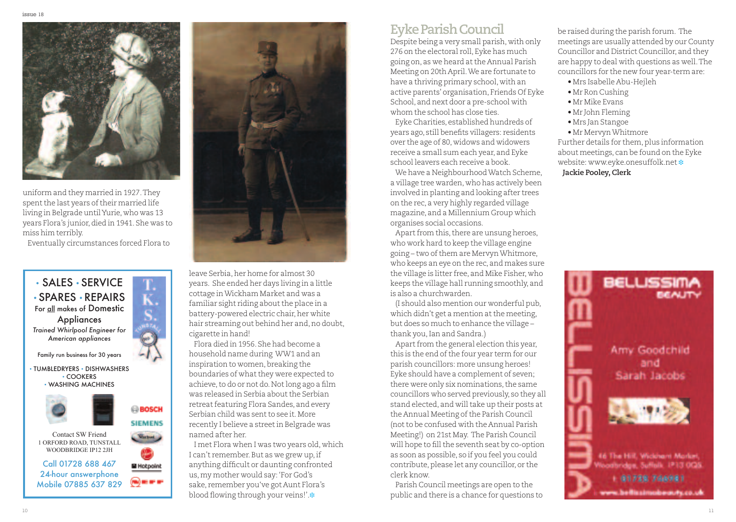uniform and they married in 1927. They spent the last years of their married life living in Belgrade until Yurie, who was 13 years Flora's junior, died in 1941. She was to miss him terribly.

Eventually circumstances forced Flora to leave Serbia, her home for almost 30 years. She ended her days living in a little cottage in Wickham Market and was a familiar sight riding about the place in a battery-powered electric chair, her white hair streaming out behind her and, no doubt, cigarette in hand!

Flora died in 1956. She had become a household name during WW1 and an inspiration to women, breaking the boundaries of what they were expected to achieve, to do or not do. Not long ago a film was released in Serbia about the Serbian retreat featuring Flora Sandes, and every Serbian child was sent to see it. More recently I believe a street in Belgrade was named after her.

I met Flora when I was two years old, which I can't remember. But as we grew up, if anything difficult or daunting confronted us, my mother would say: 'For God's sake, remember you've got Aunt Flora's blood flowing through your veins!'.

• SALES • SERVICE
• SPARES • REPAIRS
For all makes of Domestic Appliances
*Trained Whirlpool Engineer for American appliances*
Family run business for 30 years
• TUMBLEDRYERS • DISHWASHERS • COOKERS • WASHING MACHINES
T.K.S. TUNSTALL
BOSCH SIEMENS Whirlpool Hotpoint
Contact SW Friend
1 ORFORD ROAD, TUNSTALL
WOODBRIDGE IP12 2JH
Call 01728 688 467
24-hour answerphone
Mobile 07885 637 829

# Eyke Parish Council

Despite being a very small parish, with only 276 on the electoral roll, Eyke has much going on, as we heard at the Annual Parish Meeting on 20th April. We are fortunate to have a thriving primary school, with an active parents' organisation, Friends Of Eyke School, and next door a pre-school with whom the school has close ties.

Eyke Charities, established hundreds of years ago, still benefits villagers: residents over the age of 80, widows and widowers receive a small sum each year, and Eyke school leavers each receive a book.

We have a Neighbourhood Watch Scheme, a village tree warden, who has actively been involved in planting and looking after trees on the rec, a very highly regarded village magazine, and a Millennium Group which organises social occasions.

Apart from this, there are unsung heroes, who work hard to keep the village engine going – two of them are Mervyn Whitmore, who keeps an eye on the rec and makes sure the village is litter free, and Mike Fisher, who keeps the village hall running smoothly, and is also a churchwarden.

(I should also mention our wonderful pub, which didn't get a mention at the meeting, but does so much to enhance the village – thank you, Ian and Sandra.)

Apart from the general election this year, this is the end of the four year term for our parish councillors: more unsung heroes! Eyke should have a complement of seven; there were only six nominations, the same councillors who served previously, so they all stand elected, and will take up their posts at the Annual Meeting of the Parish Council (not to be confused with the Annual Parish Meeting!) on 21st May. The Parish Council will hope to fill the seventh seat by co-option as soon as possible, so if you feel you could contribute, please let any councillor, or the clerk know.

Parish Council meetings are open to the public and there is a chance for questions to be raised during the parish forum. The meetings are usually attended by our County Councillor and District Councillor, and they are happy to deal with questions as well. The councillors for the new four year-term are:

- Mrs Isabelle Abu-Hejleh
- Mr Ron Cushing
- Mr Mike Evans
- Mr John Fleming
- Mrs Jan Stangoe
- Mr Mervyn Whitmore

Further details for them, plus information about meetings, can be found on the Eyke website: www.eyke.onesuffolk.net

**Jackie Pooley, Clerk**

BELLISSIMA BEAUTY
Amy Goodchild and Sarah Jacobs
46 The Hill, Wickham Market, Woodbridge, Suffolk IP13 0QS
t: 01728 746981
www.bellissimabeauty.co.uk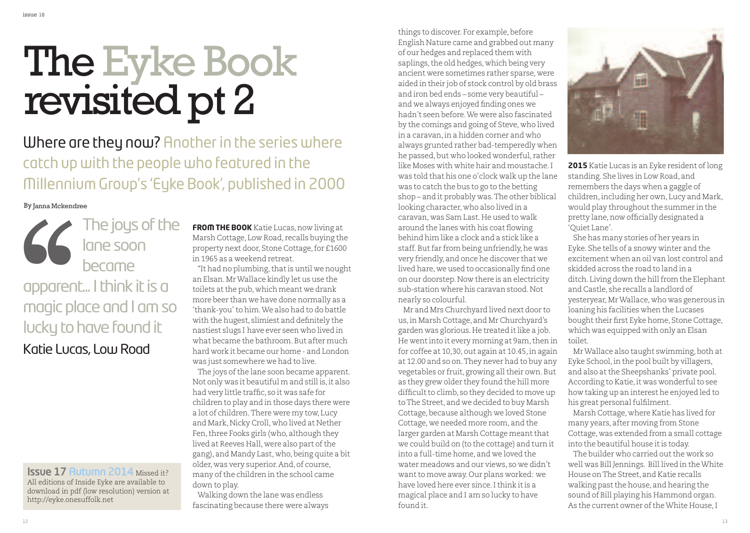# The Eyke Book revisited pt 2

## Where are they now? Another in the series where catch up with the people who featured in the Millennium Group's 'Eyke Book', published in 2000

By Janna Mckendree

> The joys of the lane soon became apparent... I think it is a magic place and I am so lucky to have found it
>
> Katie Lucas, Low Road

**FROM THE BOOK** Katie Lucas, now living at Marsh Cottage, Low Road, recalls buying the property next door, Stone Cottage, for £1600 in 1965 as a weekend retreat.

"It had no plumbing, that is until we nought an Elsan. Mr Wallace kindly let us use the toilets at the pub, which meant we drank more beer than we have done normally as a 'thank-you' to him. We also had to do battle with the hugest, slimiest and definitely the nastiest slugs I have ever seen who lived in what became the bathroom. But after much hard work it became our home - and London was just somewhere we had to live.

The joys of the lane soon became apparent. Not only was it beautiful m and still is, it also had very little traffic, so it was safe for children to play and in those days there were a lot of children. There were my tow, Lucy and Mark, Nicky Croll, who lived at Nether Fen, three Fooks girls (who, although they lived at Reeves Hall, were also part of the gang), and Mandy Last, who, being quite a bit older, was very superior. And, of course, many of the children in the school came down to play.

Walking down the lane was endless fascinating because there were always things to discover. For example, before English Nature came and grabbed out many of our hedges and replaced them with saplings, the old hedges, which being very ancient were sometimes rather sparse, were aided in their job of stock control by old brass and iron bed ends – some very beautiful – and we always enjoyed finding ones we hadn't seen before. We were also fascinated by the comings and going of Steve, who lived in a caravan, in a hidden corner and who always grunted rather bad-temperedly when he passed, but who looked wonderful, rather like Moses with white hair and moustache. I was told that his one o'clock walk up the lane was to catch the bus to go to the betting shop – and it probably was. The other biblical looking character, who also lived in a caravan, was Sam Last. He used to walk around the lanes with his coat flowing behind him like a clock and a stick like a staff. But far from being unfriendly, he was very friendly, and once he discover that we lived hare, we used to occasionally find one on our doorstep. Now there is an electricity sub-station where his caravan stood. Not nearly so colourful.

Mr and Mrs Churchyard lived next door to us, in Marsh Cottage, and Mr Churchyard's garden was glorious. He treated it like a job. He went into it every morning at 9am, then in for coffee at 10,30, out again at 10.45, in again at 12.00 and so on. They never had to buy any vegetables or fruit, growing all their own. But as they grew older they found the hill more difficult to climb, so they decided to move up to The Street, and we decided to buy Marsh Cottage, because although we loved Stone Cottage, we needed more room, and the larger garden at Marsh Cottage meant that we could build on (to the cottage) and turn it into a full-time home, and we loved the water meadows and our views, so we didn't want to move away. Our plans worked: we have loved here ever since. I think it is a magical place and I am so lucky to have found it.

**2015** Katie Lucas is an Eyke resident of long standing. She lives in Low Road, and remembers the days when a gaggle of children, including her own, Lucy and Mark, would play throughout the summer in the pretty lane, now officially designated a 'Quiet Lane'.

She has many stories of her years in Eyke. She tells of a snowy winter and the excitement when an oil van lost control and skidded across the road to land in a ditch. Living down the hill from the Elephant and Castle, she recalls a landlord of yesteryear, Mr Wallace, who was generous in loaning his facilities when the Lucases bought their first Eyke home, Stone Cottage, which was equipped with only an Elsan toilet.

Mr Wallace also taught swimming, both at Eyke School, in the pool built by villagers, and also at the Sheepshanks' private pool. According to Katie, it was wonderful to see how taking up an interest he enjoyed led to his great personal fulfilment.

Marsh Cottage, where Katie has lived for many years, after moving from Stone Cottage, was extended from a small cottage into the beautiful house it is today.

The builder who carried out the work so well was Bill Jennings. Bill lived in the White House on The Street, and Katie recalls walking past the house, and hearing the sound of Bill playing his Hammond organ. As the current owner of the White House, I

**Issue 17 Autumn 2014** Missed it? All editions of Inside Eyke are available to download in pdf (low resolution) version at http://eyke.onesuffolk.net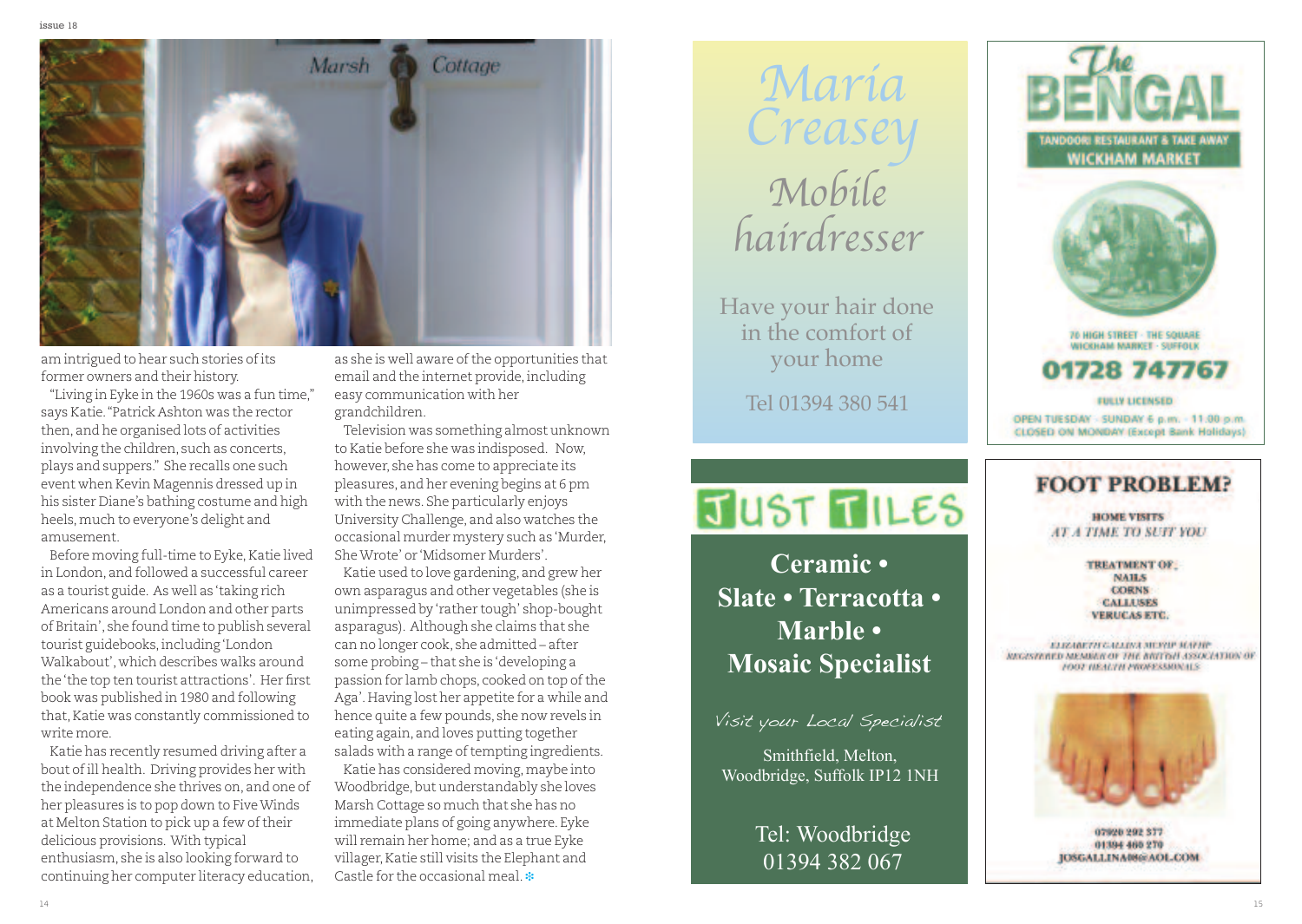am intrigued to hear such stories of its former owners and their history.

"Living in Eyke in the 1960s was a fun time," says Katie. "Patrick Ashton was the rector then, and he organised lots of activities involving the children, such as concerts, plays and suppers." She recalls one such event when Kevin Magennis dressed up in his sister Diane's bathing costume and high heels, much to everyone's delight and amusement.

Before moving full-time to Eyke, Katie lived in London, and followed a successful career as a tourist guide. As well as 'taking rich Americans around London and other parts of Britain', she found time to publish several tourist guidebooks, including 'London Walkabout', which describes walks around the 'the top ten tourist attractions'. Her first book was published in 1980 and following that, Katie was constantly commissioned to write more.

Katie has recently resumed driving after a bout of ill health. Driving provides her with the independence she thrives on, and one of her pleasures is to pop down to Five Winds at Melton Station to pick up a few of their delicious provisions. With typical enthusiasm, she is also looking forward to continuing her computer literacy education, as she is well aware of the opportunities that email and the internet provide, including easy communication with her grandchildren.

Television was something almost unknown to Katie before she was indisposed. Now, however, she has come to appreciate its pleasures, and her evening begins at 6 pm with the news. She particularly enjoys University Challenge, and also watches the occasional murder mystery such as 'Murder, She Wrote' or 'Midsomer Murders'.

Katie used to love gardening, and grew her own asparagus and other vegetables (she is unimpressed by 'rather tough' shop-bought asparagus). Although she claims that she can no longer cook, she admitted – after some probing – that she is 'developing a passion for lamb chops, cooked on top of the Aga'. Having lost her appetite for a while and hence quite a few pounds, she now revels in eating again, and loves putting together salads with a range of tempting ingredients.

Katie has considered moving, maybe into Woodbridge, but understandably she loves Marsh Cottage so much that she has no immediate plans of going anywhere. Eyke will remain her home; and as a true Eyke villager, Katie still visits the Elephant and Castle for the occasional meal. ❄

---

*Maria Creasey*

*Mobile hairdresser*

Have your hair done in the comfort of your home

Tel 01394 380 541

---

**The BENGAL**

TANDOORI RESTAURANT & TAKE AWAY
WICKHAM MARKET

70 HIGH STREET · THE SQUARE
WICKHAM MARKET · SUFFOLK

**01728 747767**

FULLY LICENSED

OPEN TUESDAY – SUNDAY 6 p.m. – 11.00 p.m.
CLOSED ON MONDAY (Except Bank Holidays)

---

**JUST TILES**

**Ceramic • Slate • Terracotta • Marble • Mosaic Specialist**

*Visit your Local Specialist*

Smithfield, Melton, Woodbridge, Suffolk IP12 1NH

Tel: Woodbridge 01394 382 067

---

**FOOT PROBLEM?**

HOME VISITS
*AT A TIME TO SUIT YOU*

TREATMENT OF,
NAILS
CORNS
CALLUSES
VERUCAS ETC.

ELIZABETH GALLINA MCHIP MAFHP
REGISTERED MEMBER OF THE BRITISH ASSOCIATION OF FOOT HEALTH PROFESSIONALS

07920 292 377
01394 460 270
JOSGALLINA@AOL.COM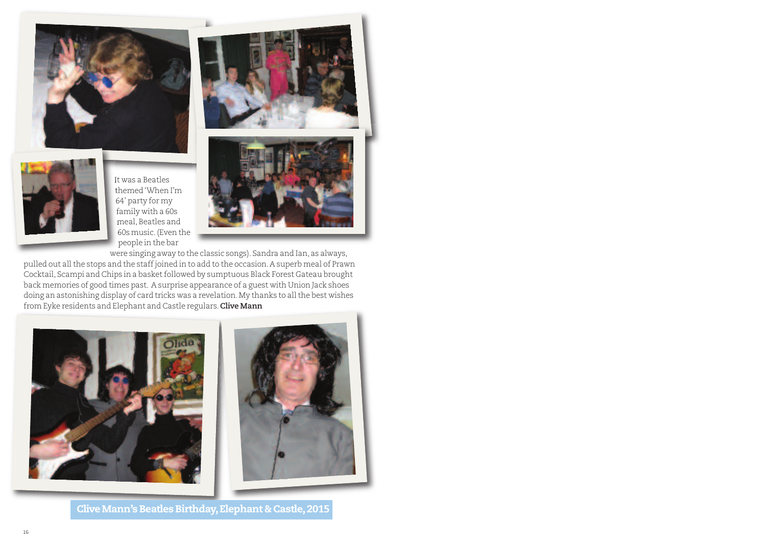It was a Beatles themed 'When I'm 64' party for my family with a 60s meal, Beatles and 60s music. (Even the people in the bar were singing away to the classic songs). Sandra and Ian, as always, pulled out all the stops and the staff joined in to add to the occasion. A superb meal of Prawn Cocktail, Scampi and Chips in a basket followed by sumptuous Black Forest Gateau brought back memories of good times past. A surprise appearance of a guest with Union Jack shoes doing an astonishing display of card tricks was a revelation. My thanks to all the best wishes from Eyke residents and Elephant and Castle regulars. **Clive Mann**

**Clive Mann's Beatles Birthday, Elephant & Castle, 2015**